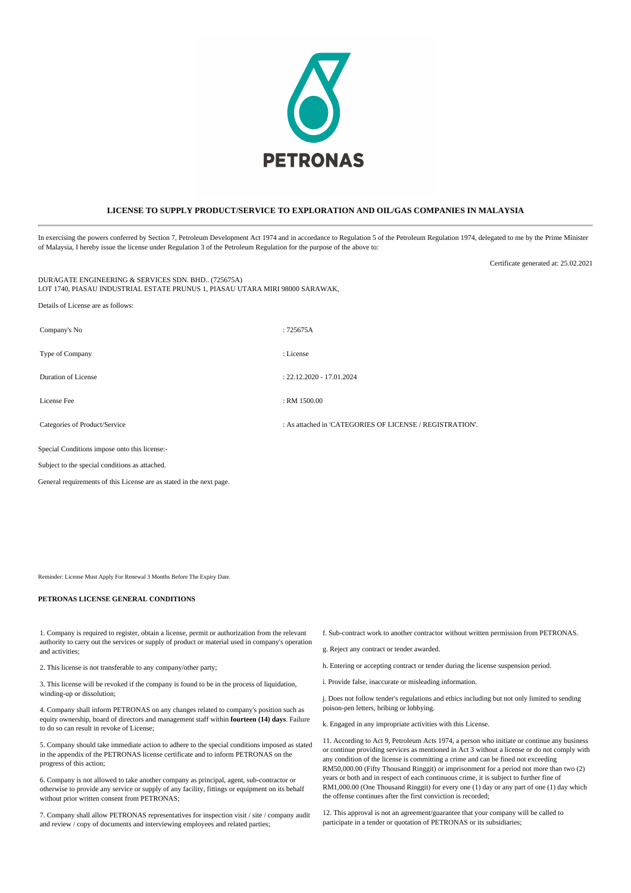PETRONAS

### LICENSE TO SUPPLY PRODUCT/SERVICE TO EXPLORATION AND OIL/GAS COMPANIES IN MALAYSIA

In exercising the powers conferred by Section 7, Petroleum Development Act 1974 and in accordance to Regulation 5 of the Petroleum Regulation 1974, delegated to me by the Prime Minister of Malaysia, I hereby issue the license under Regulation 3 of the Petroleum Regulation for the purpose of the above to:

Certificate generated at: 25.02.2021

DURAGATE ENGINEERING & SERVICES SDN. BHD.. (725675A)
LOT 1740, PIASAU INDUSTRIAL ESTATE PRUNUS 1, PIASAU UTARA MIRI 98000 SARAWAK,

Details of License are as follows:

| | |
|---|---|
| Company's No | : 725675A |
| Type of Company | : License |
| Duration of License | : 22.12.2020 - 17.01.2024 |
| License Fee | : RM 1500.00 |
| Categories of Product/Service | : As attached in 'CATEGORIES OF LICENSE / REGISTRATION'. |

Special Conditions impose onto this license:-

Subject to the special conditions as attached.

General requirements of this License are as stated in the next page.

Reminder: License Must Apply For Renewal 3 Months Before The Expiry Date.

**PETRONAS LICENSE GENERAL CONDITIONS**

1. Company is required to register, obtain a license, permit or authorization from the relevant authority to carry out the services or supply of product or material used in company's operation and activities;

2. This license is not transferable to any company/other party;

3. This license will be revoked if the company is found to be in the process of liquidation, winding-up or dissolution;

4. Company shall inform PETRONAS on any changes related to company's position such as equity ownership, board of directors and management staff within **fourteen (14) days**. Failure to do so can result in revoke of License;

5. Company should take immediate action to adhere to the special conditions imposed as stated in the appendix of the PETRONAS license certificate and to inform PETRONAS on the progress of this action;

6. Company is not allowed to take another company as principal, agent, sub-contractor or otherwise to provide any service or supply of any facility, fittings or equipment on its behalf without prior written consent from PETRONAS;

7. Company shall allow PETRONAS representatives for inspection visit / site / company audit and review / copy of documents and interviewing employees and related parties;

f. Sub-contract work to another contractor without written permission from PETRONAS.

g. Reject any contract or tender awarded.

h. Entering or accepting contract or tender during the license suspension period.

i. Provide false, inaccurate or misleading information.

j. Does not follow tender's regulations and ethics including but not only limited to sending poison-pen letters, bribing or lobbying.

k. Engaged in any impropriate activities with this License.

11. According to Act 9, Petroleum Acts 1974, a person who initiate or continue any business or continue providing services as mentioned in Act 3 without a license or do not comply with any condition of the license is committing a crime and can be fined not exceeding RM50,000.00 (Fifty Thousand Ringgit) or imprisonment for a period not more than two (2) years or both and in respect of each continuous crime, it is subject to further fine of RM1,000.00 (One Thousand Ringgit) for every one (1) day or any part of one (1) day which the offense continues after the first conviction is recorded;

12. This approval is not an agreement/guarantee that your company will be called to participate in a tender or quotation of PETRONAS or its subsidiaries;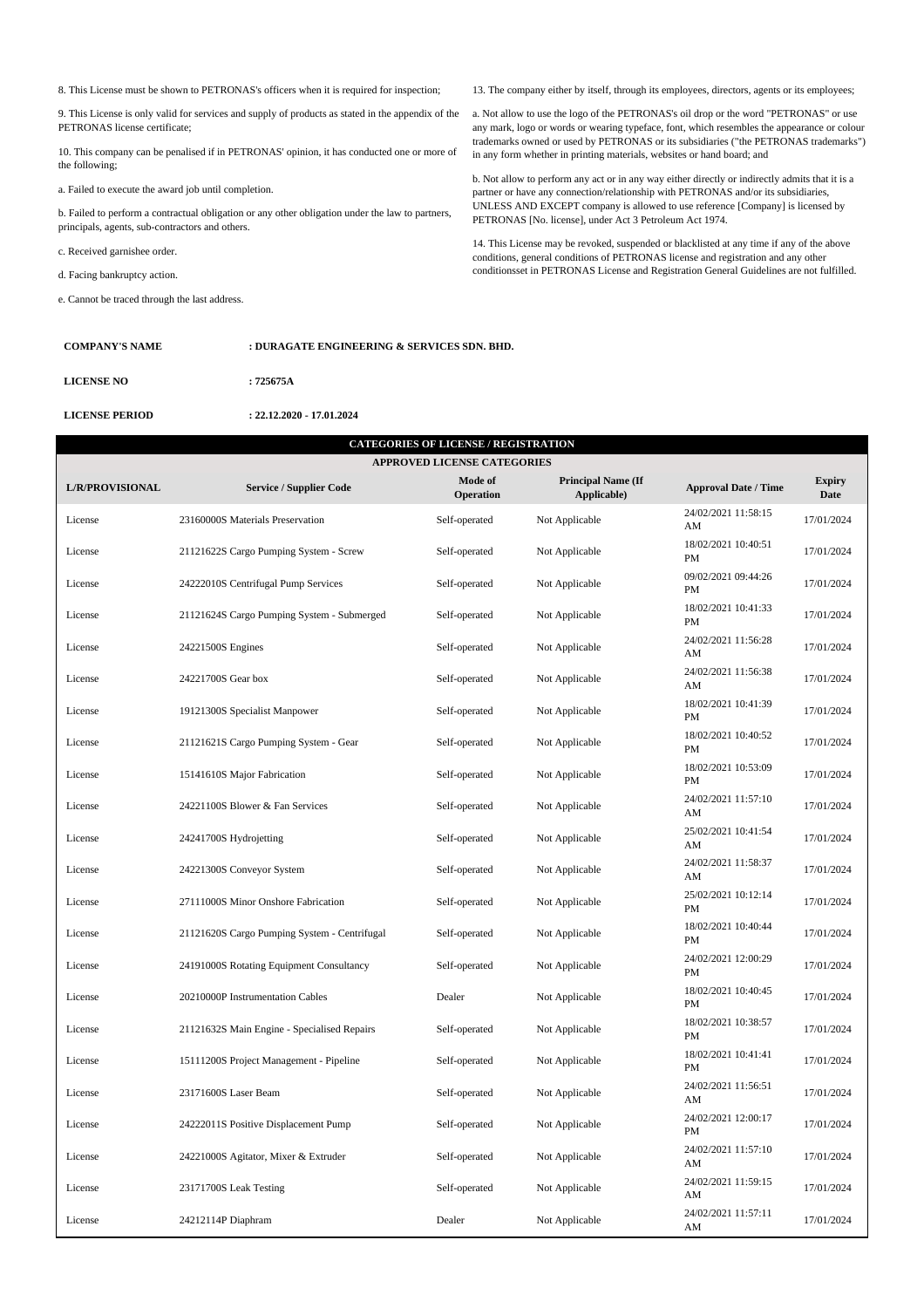8. This License must be shown to PETRONAS's officers when it is required for inspection;

9. This License is only valid for services and supply of products as stated in the appendix of the PETRONAS license certificate;

10. This company can be penalised if in PETRONAS' opinion, it has conducted one or more of the following;

a. Failed to execute the award job until completion.

b. Failed to perform a contractual obligation or any other obligation under the law to partners, principals, agents, sub-contractors and others.

c. Received garnishee order.

d. Facing bankruptcy action.

e. Cannot be traced through the last address.

13. The company either by itself, through its employees, directors, agents or its employees;

a. Not allow to use the logo of the PETRONAS's oil drop or the word "PETRONAS" or use any mark, logo or words or wearing typeface, font, which resembles the appearance or colour trademarks owned or used by PETRONAS or its subsidiaries ("the PETRONAS trademarks") in any form whether in printing materials, websites or hand board; and

b. Not allow to perform any act or in any way either directly or indirectly admits that it is a partner or have any connection/relationship with PETRONAS and/or its subsidiaries, UNLESS AND EXCEPT company is allowed to use reference [Company] is licensed by PETRONAS [No. license], under Act 3 Petroleum Act 1974.

14. This License may be revoked, suspended or blacklisted at any time if any of the above conditions, general conditions of PETRONAS license and registration and any other conditionsset in PETRONAS License and Registration General Guidelines are not fulfilled.

**COMPANY'S NAME** : **DURAGATE ENGINEERING & SERVICES SDN. BHD.**

**LICENSE NO** : **725675A**

**LICENSE PERIOD** : **22.12.2020 - 17.01.2024**

**CATEGORIES OF LICENSE / REGISTRATION**

**APPROVED LICENSE CATEGORIES**

| L/R/PROVISIONAL | Service / Supplier Code | Mode of Operation | Principal Name (If Applicable) | Approval Date / Time | Expiry Date |
|---|---|---|---|---|---|
| License | 23160000S Materials Preservation | Self-operated | Not Applicable | 24/02/2021 11:58:15 AM | 17/01/2024 |
| License | 21121622S Cargo Pumping System - Screw | Self-operated | Not Applicable | 18/02/2021 10:40:51 PM | 17/01/2024 |
| License | 24222010S Centrifugal Pump Services | Self-operated | Not Applicable | 09/02/2021 09:44:26 PM | 17/01/2024 |
| License | 21121624S Cargo Pumping System - Submerged | Self-operated | Not Applicable | 18/02/2021 10:41:33 PM | 17/01/2024 |
| License | 24221500S Engines | Self-operated | Not Applicable | 24/02/2021 11:56:28 AM | 17/01/2024 |
| License | 24221700S Gear box | Self-operated | Not Applicable | 24/02/2021 11:56:38 AM | 17/01/2024 |
| License | 19121300S Specialist Manpower | Self-operated | Not Applicable | 18/02/2021 10:41:39 PM | 17/01/2024 |
| License | 21121621S Cargo Pumping System - Gear | Self-operated | Not Applicable | 18/02/2021 10:40:52 PM | 17/01/2024 |
| License | 15141610S Major Fabrication | Self-operated | Not Applicable | 18/02/2021 10:53:09 PM | 17/01/2024 |
| License | 24221100S Blower & Fan Services | Self-operated | Not Applicable | 24/02/2021 11:57:10 AM | 17/01/2024 |
| License | 24241700S Hydrojetting | Self-operated | Not Applicable | 25/02/2021 10:41:54 AM | 17/01/2024 |
| License | 24221300S Conveyor System | Self-operated | Not Applicable | 24/02/2021 11:58:37 AM | 17/01/2024 |
| License | 27111000S Minor Onshore Fabrication | Self-operated | Not Applicable | 25/02/2021 10:12:14 PM | 17/01/2024 |
| License | 21121620S Cargo Pumping System - Centrifugal | Self-operated | Not Applicable | 18/02/2021 10:40:44 PM | 17/01/2024 |
| License | 24191000S Rotating Equipment Consultancy | Self-operated | Not Applicable | 24/02/2021 12:00:29 PM | 17/01/2024 |
| License | 20210000P Instrumentation Cables | Dealer | Not Applicable | 18/02/2021 10:40:45 PM | 17/01/2024 |
| License | 21121632S Main Engine - Specialised Repairs | Self-operated | Not Applicable | 18/02/2021 10:38:57 PM | 17/01/2024 |
| License | 15111200S Project Management - Pipeline | Self-operated | Not Applicable | 18/02/2021 10:41:41 PM | 17/01/2024 |
| License | 23171600S Laser Beam | Self-operated | Not Applicable | 24/02/2021 11:56:51 AM | 17/01/2024 |
| License | 24222011S Positive Displacement Pump | Self-operated | Not Applicable | 24/02/2021 12:00:17 PM | 17/01/2024 |
| License | 24221000S Agitator, Mixer & Extruder | Self-operated | Not Applicable | 24/02/2021 11:57:10 AM | 17/01/2024 |
| License | 23171700S Leak Testing | Self-operated | Not Applicable | 24/02/2021 11:59:15 AM | 17/01/2024 |
| License | 24212114P Diaphram | Dealer | Not Applicable | 24/02/2021 11:57:11 AM | 17/01/2024 |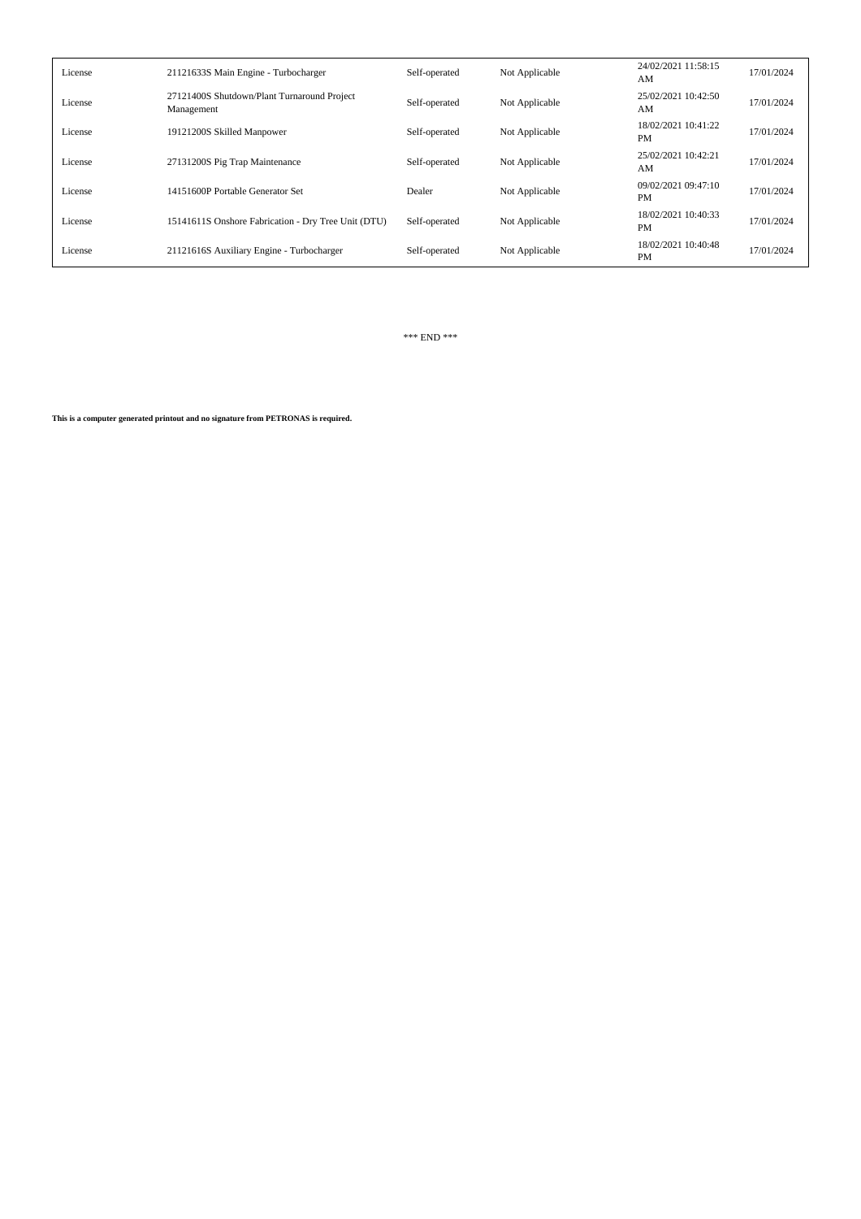| | | | | | |
|---|---|---|---|---|---|
| License | 21121633S Main Engine - Turbocharger | Self-operated | Not Applicable | 24/02/2021 11:58:15 AM | 17/01/2024 |
| License | 27121400S Shutdown/Plant Turnaround Project Management | Self-operated | Not Applicable | 25/02/2021 10:42:50 AM | 17/01/2024 |
| License | 19121200S Skilled Manpower | Self-operated | Not Applicable | 18/02/2021 10:41:22 PM | 17/01/2024 |
| License | 27131200S Pig Trap Maintenance | Self-operated | Not Applicable | 25/02/2021 10:42:21 AM | 17/01/2024 |
| License | 14151600P Portable Generator Set | Dealer | Not Applicable | 09/02/2021 09:47:10 PM | 17/01/2024 |
| License | 15141611S Onshore Fabrication - Dry Tree Unit (DTU) | Self-operated | Not Applicable | 18/02/2021 10:40:33 PM | 17/01/2024 |
| License | 21121616S Auxiliary Engine - Turbocharger | Self-operated | Not Applicable | 18/02/2021 10:40:48 PM | 17/01/2024 |

*** END ***

**This is a computer generated printout and no signature from PETRONAS is required.**